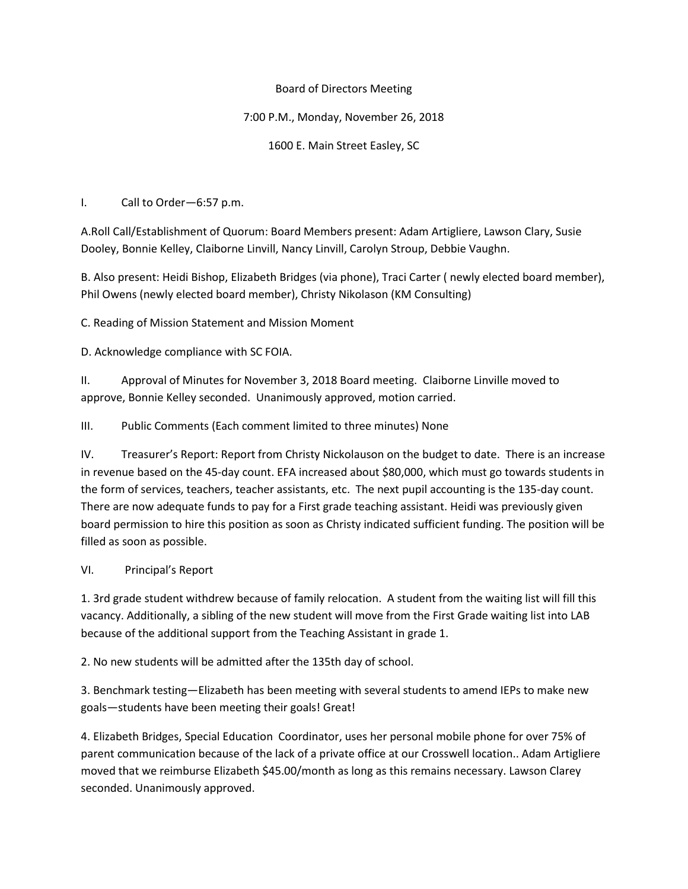Board of Directors Meeting

7:00 P.M., Monday, November 26, 2018

1600 E. Main Street Easley, SC

I. Call to Order—6:57 p.m.

A.Roll Call/Establishment of Quorum: Board Members present: Adam Artigliere, Lawson Clary, Susie Dooley, Bonnie Kelley, Claiborne Linvill, Nancy Linvill, Carolyn Stroup, Debbie Vaughn.

B. Also present: Heidi Bishop, Elizabeth Bridges (via phone), Traci Carter ( newly elected board member), Phil Owens (newly elected board member), Christy Nikolason (KM Consulting)

C. Reading of Mission Statement and Mission Moment

D. Acknowledge compliance with SC FOIA.

II. Approval of Minutes for November 3, 2018 Board meeting. Claiborne Linville moved to approve, Bonnie Kelley seconded. Unanimously approved, motion carried.

III. Public Comments (Each comment limited to three minutes) None

IV. Treasurer's Report: Report from Christy Nickolauson on the budget to date. There is an increase in revenue based on the 45-day count. EFA increased about $80,000, which must go towards students in the form of services, teachers, teacher assistants, etc. The next pupil accounting is the 135-day count. There are now adequate funds to pay for a First grade teaching assistant. Heidi was previously given board permission to hire this position as soon as Christy indicated sufficient funding. The position will be filled as soon as possible.

VI. Principal's Report

1. 3rd grade student withdrew because of family relocation. A student from the waiting list will fill this vacancy. Additionally, a sibling of the new student will move from the First Grade waiting list into LAB because of the additional support from the Teaching Assistant in grade 1.

2. No new students will be admitted after the 135th day of school.

3. Benchmark testing—Elizabeth has been meeting with several students to amend IEPs to make new goals—students have been meeting their goals! Great!

4. Elizabeth Bridges, Special Education Coordinator, uses her personal mobile phone for over 75% of parent communication because of the lack of a private office at our Crosswell location.. Adam Artigliere moved that we reimburse Elizabeth $45.00/month as long as this remains necessary. Lawson Clarey seconded. Unanimously approved.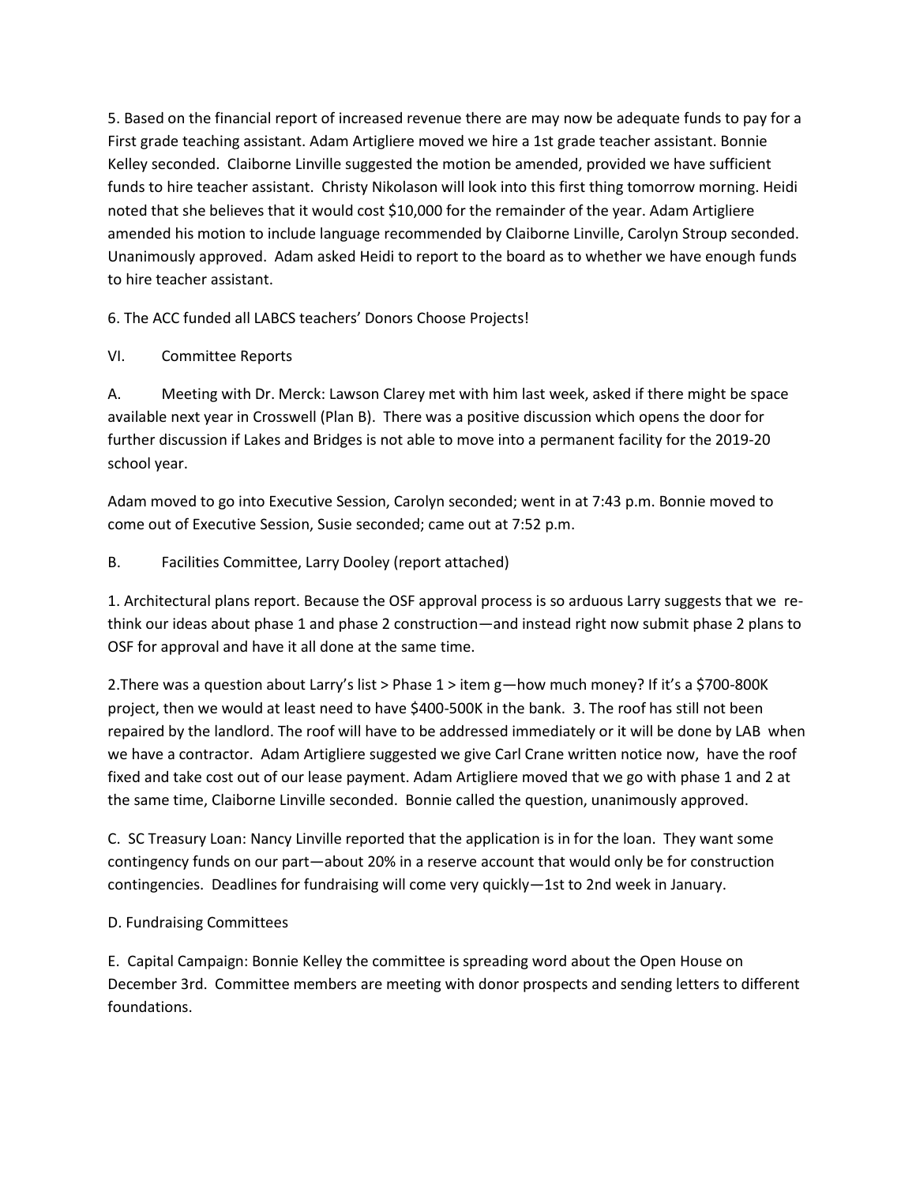5. Based on the financial report of increased revenue there are may now be adequate funds to pay for a First grade teaching assistant. Adam Artigliere moved we hire a 1st grade teacher assistant. Bonnie Kelley seconded. Claiborne Linville suggested the motion be amended, provided we have sufficient funds to hire teacher assistant. Christy Nikolason will look into this first thing tomorrow morning. Heidi noted that she believes that it would cost $10,000 for the remainder of the year. Adam Artigliere amended his motion to include language recommended by Claiborne Linville, Carolyn Stroup seconded. Unanimously approved. Adam asked Heidi to report to the board as to whether we have enough funds to hire teacher assistant.

6. The ACC funded all LABCS teachers' Donors Choose Projects!

VI. Committee Reports

A. Meeting with Dr. Merck: Lawson Clarey met with him last week, asked if there might be space available next year in Crosswell (Plan B). There was a positive discussion which opens the door for further discussion if Lakes and Bridges is not able to move into a permanent facility for the 2019-20 school year.

Adam moved to go into Executive Session, Carolyn seconded; went in at 7:43 p.m. Bonnie moved to come out of Executive Session, Susie seconded; came out at 7:52 p.m.

B. Facilities Committee, Larry Dooley (report attached)

1. Architectural plans report. Because the OSF approval process is so arduous Larry suggests that we re-think our ideas about phase 1 and phase 2 construction—and instead right now submit phase 2 plans to OSF for approval and have it all done at the same time.

2.There was a question about Larry's list > Phase 1 > item g—how much money? If it's a $700-800K project, then we would at least need to have $400-500K in the bank. 3. The roof has still not been repaired by the landlord. The roof will have to be addressed immediately or it will be done by LAB when we have a contractor. Adam Artigliere suggested we give Carl Crane written notice now, have the roof fixed and take cost out of our lease payment. Adam Artigliere moved that we go with phase 1 and 2 at the same time, Claiborne Linville seconded. Bonnie called the question, unanimously approved.

C. SC Treasury Loan: Nancy Linville reported that the application is in for the loan. They want some contingency funds on our part—about 20% in a reserve account that would only be for construction contingencies. Deadlines for fundraising will come very quickly—1st to 2nd week in January.

D. Fundraising Committees

E. Capital Campaign: Bonnie Kelley the committee is spreading word about the Open House on December 3rd. Committee members are meeting with donor prospects and sending letters to different foundations.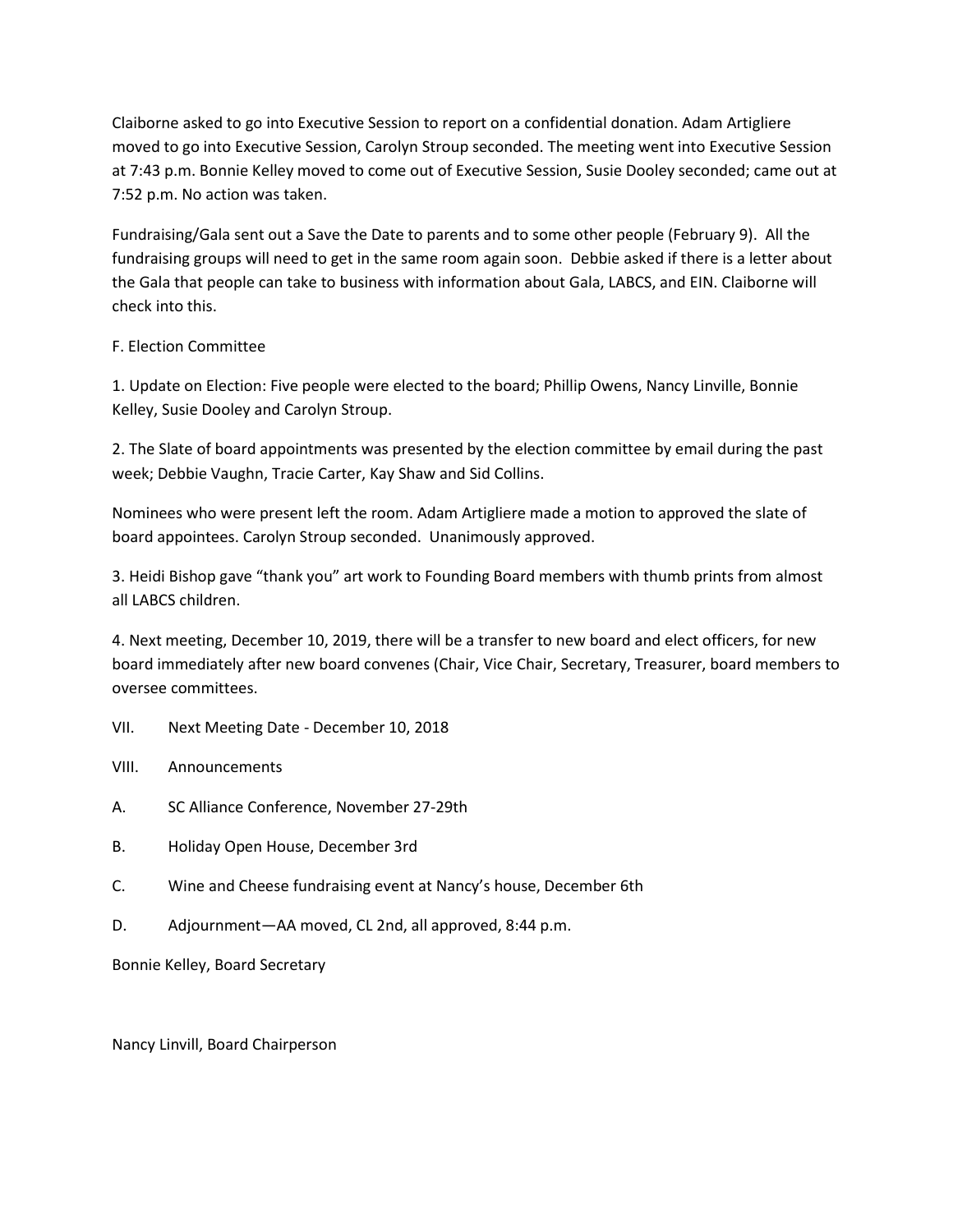Claiborne asked to go into Executive Session to report on a confidential donation. Adam Artigliere moved to go into Executive Session, Carolyn Stroup seconded. The meeting went into Executive Session at 7:43 p.m. Bonnie Kelley moved to come out of Executive Session, Susie Dooley seconded; came out at 7:52 p.m. No action was taken.

Fundraising/Gala sent out a Save the Date to parents and to some other people (February 9). All the fundraising groups will need to get in the same room again soon. Debbie asked if there is a letter about the Gala that people can take to business with information about Gala, LABCS, and EIN. Claiborne will check into this.

F. Election Committee

1. Update on Election: Five people were elected to the board; Phillip Owens, Nancy Linville, Bonnie Kelley, Susie Dooley and Carolyn Stroup.

2. The Slate of board appointments was presented by the election committee by email during the past week; Debbie Vaughn, Tracie Carter, Kay Shaw and Sid Collins.

Nominees who were present left the room. Adam Artigliere made a motion to approved the slate of board appointees. Carolyn Stroup seconded. Unanimously approved.

3. Heidi Bishop gave "thank you" art work to Founding Board members with thumb prints from almost all LABCS children.

4. Next meeting, December 10, 2019, there will be a transfer to new board and elect officers, for new board immediately after new board convenes (Chair, Vice Chair, Secretary, Treasurer, board members to oversee committees.

VII. Next Meeting Date - December 10, 2018

VIII. Announcements

A. SC Alliance Conference, November 27-29th

B. Holiday Open House, December 3rd

C. Wine and Cheese fundraising event at Nancy's house, December 6th

D. Adjournment—AA moved, CL 2nd, all approved, 8:44 p.m.

Bonnie Kelley, Board Secretary

Nancy Linvill, Board Chairperson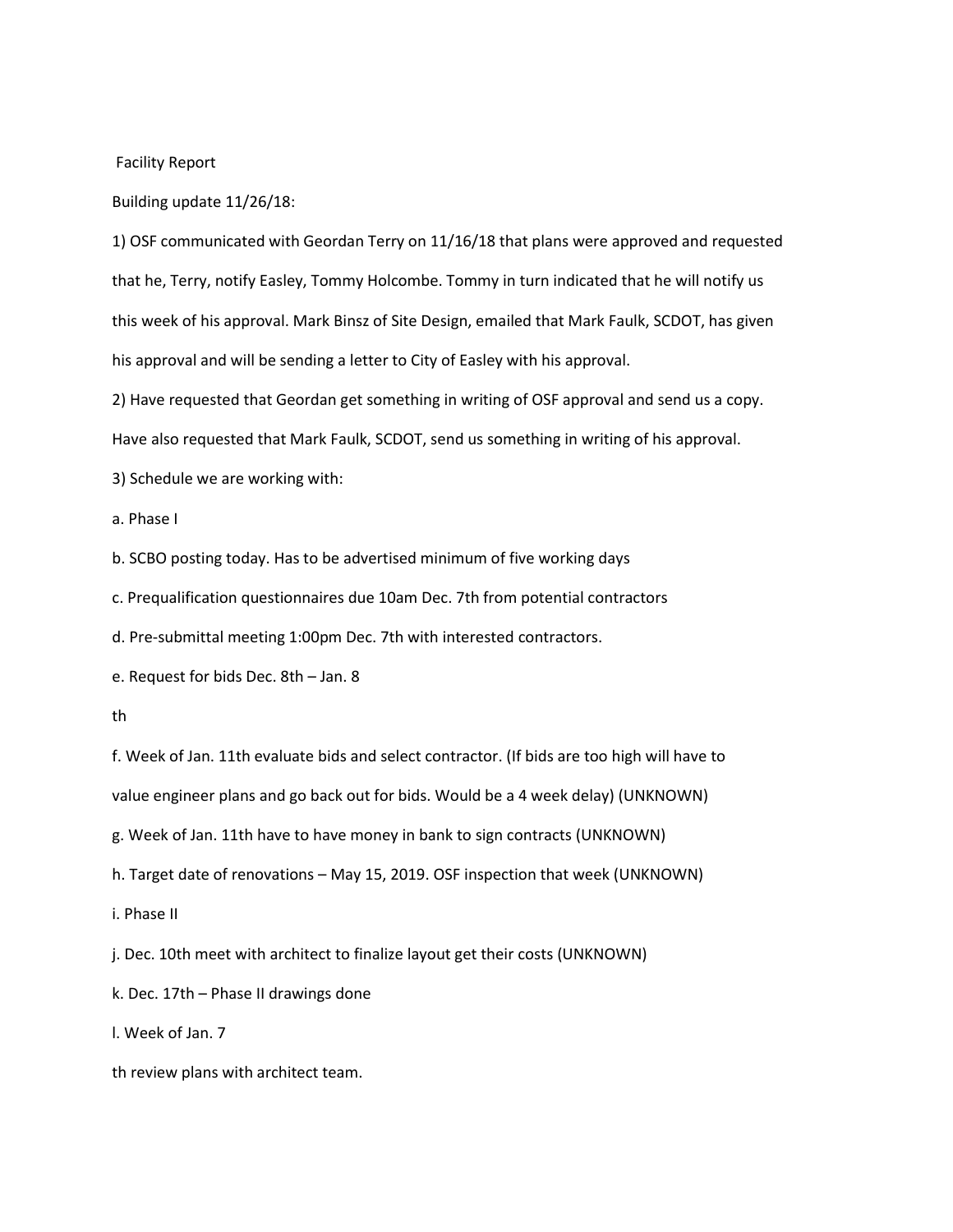Facility Report

Building update 11/26/18:

1) OSF communicated with Geordan Terry on 11/16/18 that plans were approved and requested that he, Terry, notify Easley, Tommy Holcombe. Tommy in turn indicated that he will notify us this week of his approval. Mark Binsz of Site Design, emailed that Mark Faulk, SCDOT, has given his approval and will be sending a letter to City of Easley with his approval.

2) Have requested that Geordan get something in writing of OSF approval and send us a copy. Have also requested that Mark Faulk, SCDOT, send us something in writing of his approval.

3) Schedule we are working with:

a. Phase I

b. SCBO posting today. Has to be advertised minimum of five working days

c. Prequalification questionnaires due 10am Dec. 7th from potential contractors

d. Pre-submittal meeting 1:00pm Dec. 7th with interested contractors.

e. Request for bids Dec. 8th – Jan. 8th

f. Week of Jan. 11th evaluate bids and select contractor. (If bids are too high will have to value engineer plans and go back out for bids. Would be a 4 week delay) (UNKNOWN)

g. Week of Jan. 11th have to have money in bank to sign contracts (UNKNOWN)

h. Target date of renovations – May 15, 2019. OSF inspection that week (UNKNOWN)

i. Phase II

j. Dec. 10th meet with architect to finalize layout get their costs (UNKNOWN)

k. Dec. 17th – Phase II drawings done

l. Week of Jan. 7th review plans with architect team.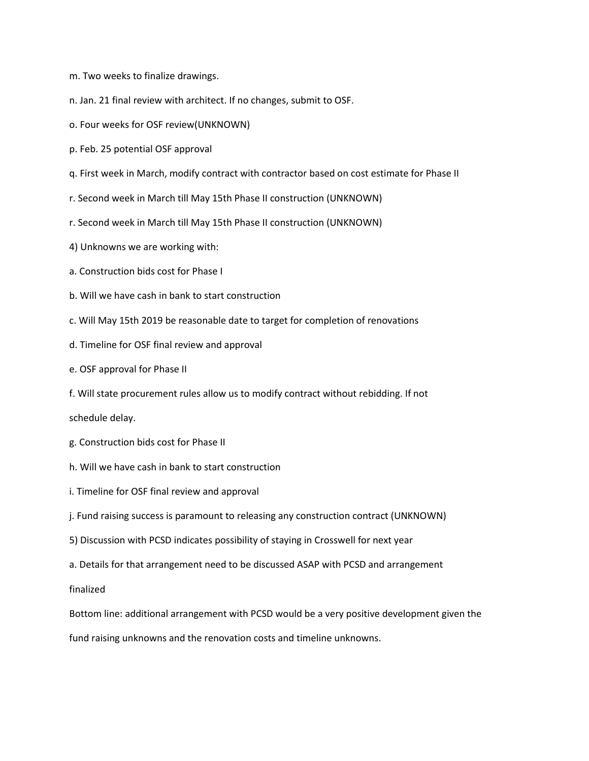m. Two weeks to finalize drawings.

n. Jan. 21 final review with architect. If no changes, submit to OSF.

o. Four weeks for OSF review(UNKNOWN)

p. Feb. 25 potential OSF approval

q. First week in March, modify contract with contractor based on cost estimate for Phase II

r. Second week in March till May 15th Phase II construction (UNKNOWN)

r. Second week in March till May 15th Phase II construction (UNKNOWN)

4) Unknowns we are working with:

a. Construction bids cost for Phase I

b. Will we have cash in bank to start construction

c. Will May 15th 2019 be reasonable date to target for completion of renovations

d. Timeline for OSF final review and approval

e. OSF approval for Phase II

f. Will state procurement rules allow us to modify contract without rebidding. If not schedule delay.

g. Construction bids cost for Phase II

h. Will we have cash in bank to start construction

i. Timeline for OSF final review and approval

j. Fund raising success is paramount to releasing any construction contract (UNKNOWN)

5) Discussion with PCSD indicates possibility of staying in Crosswell for next year

a. Details for that arrangement need to be discussed ASAP with PCSD and arrangement finalized

Bottom line: additional arrangement with PCSD would be a very positive development given the fund raising unknowns and the renovation costs and timeline unknowns.